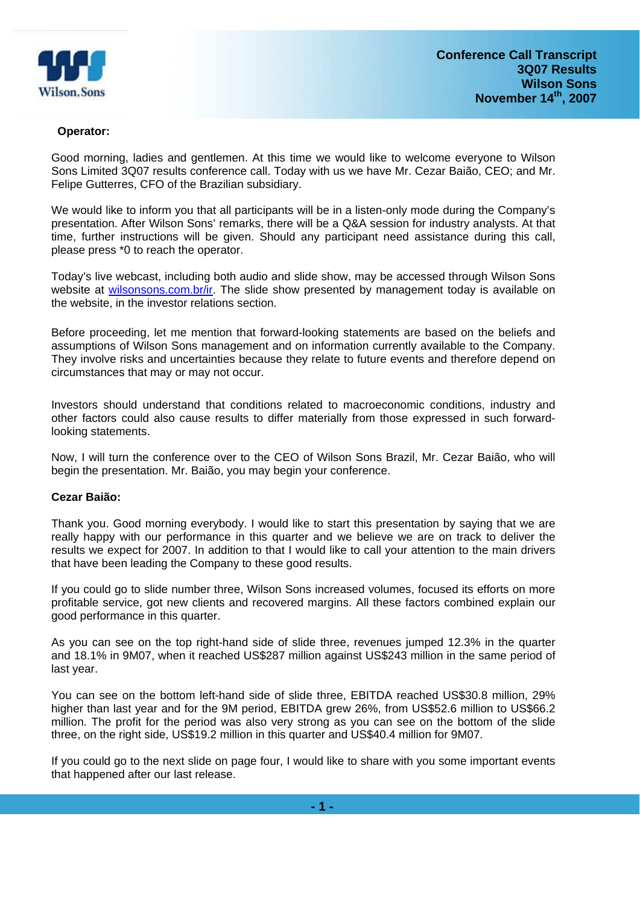# Conference Call Transcript
## 3Q07 Results
## Wilson Sons
## November 14th, 2007

**Operator:**

Good morning, ladies and gentlemen. At this time we would like to welcome everyone to Wilson Sons Limited 3Q07 results conference call. Today with us we have Mr. Cezar Baião, CEO; and Mr. Felipe Gutterres, CFO of the Brazilian subsidiary.

We would like to inform you that all participants will be in a listen-only mode during the Company's presentation. After Wilson Sons' remarks, there will be a Q&A session for industry analysts. At that time, further instructions will be given. Should any participant need assistance during this call, please press *0 to reach the operator.

Today's live webcast, including both audio and slide show, may be accessed through Wilson Sons website at wilsonsons.com.br/ir. The slide show presented by management today is available on the website, in the investor relations section.

Before proceeding, let me mention that forward-looking statements are based on the beliefs and assumptions of Wilson Sons management and on information currently available to the Company. They involve risks and uncertainties because they relate to future events and therefore depend on circumstances that may or may not occur.

Investors should understand that conditions related to macroeconomic conditions, industry and other factors could also cause results to differ materially from those expressed in such forward-looking statements.

Now, I will turn the conference over to the CEO of Wilson Sons Brazil, Mr. Cezar Baião, who will begin the presentation. Mr. Baião, you may begin your conference.

**Cezar Baião:**

Thank you. Good morning everybody. I would like to start this presentation by saying that we are really happy with our performance in this quarter and we believe we are on track to deliver the results we expect for 2007. In addition to that I would like to call your attention to the main drivers that have been leading the Company to these good results.

If you could go to slide number three, Wilson Sons increased volumes, focused its efforts on more profitable service, got new clients and recovered margins. All these factors combined explain our good performance in this quarter.

As you can see on the top right-hand side of slide three, revenues jumped 12.3% in the quarter and 18.1% in 9M07, when it reached US$287 million against US$243 million in the same period of last year.

You can see on the bottom left-hand side of slide three, EBITDA reached US$30.8 million, 29% higher than last year and for the 9M period, EBITDA grew 26%, from US$52.6 million to US$66.2 million. The profit for the period was also very strong as you can see on the bottom of the slide three, on the right side, US$19.2 million in this quarter and US$40.4 million for 9M07.

If you could go to the next slide on page four, I would like to share with you some important events that happened after our last release.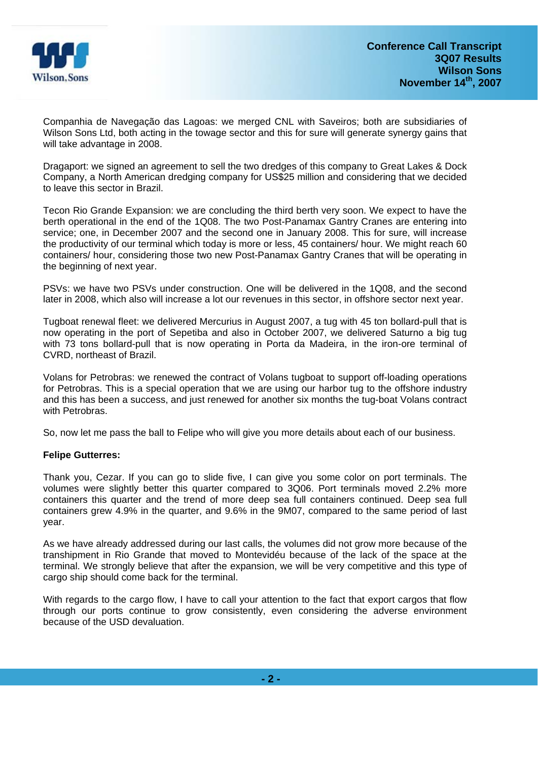Companhia de Navegação das Lagoas: we merged CNL with Saveiros; both are subsidiaries of Wilson Sons Ltd, both acting in the towage sector and this for sure will generate synergy gains that will take advantage in 2008.

Dragaport: we signed an agreement to sell the two dredges of this company to Great Lakes & Dock Company, a North American dredging company for US$25 million and considering that we decided to leave this sector in Brazil.

Tecon Rio Grande Expansion: we are concluding the third berth very soon. We expect to have the berth operational in the end of the 1Q08. The two Post-Panamax Gantry Cranes are entering into service; one, in December 2007 and the second one in January 2008. This for sure, will increase the productivity of our terminal which today is more or less, 45 containers/ hour. We might reach 60 containers/ hour, considering those two new Post-Panamax Gantry Cranes that will be operating in the beginning of next year.

PSVs: we have two PSVs under construction. One will be delivered in the 1Q08, and the second later in 2008, which also will increase a lot our revenues in this sector, in offshore sector next year.

Tugboat renewal fleet: we delivered Mercurius in August 2007, a tug with 45 ton bollard-pull that is now operating in the port of Sepetiba and also in October 2007, we delivered Saturno a big tug with 73 tons bollard-pull that is now operating in Porta da Madeira, in the iron-ore terminal of CVRD, northeast of Brazil.

Volans for Petrobras: we renewed the contract of Volans tugboat to support off-loading operations for Petrobras. This is a special operation that we are using our harbor tug to the offshore industry and this has been a success, and just renewed for another six months the tug-boat Volans contract with Petrobras.

So, now let me pass the ball to Felipe who will give you more details about each of our business.

**Felipe Gutterres:**

Thank you, Cezar. If you can go to slide five, I can give you some color on port terminals. The volumes were slightly better this quarter compared to 3Q06. Port terminals moved 2.2% more containers this quarter and the trend of more deep sea full containers continued. Deep sea full containers grew 4.9% in the quarter, and 9.6% in the 9M07, compared to the same period of last year.

As we have already addressed during our last calls, the volumes did not grow more because of the transhipment in Rio Grande that moved to Montevidéu because of the lack of the space at the terminal. We strongly believe that after the expansion, we will be very competitive and this type of cargo ship should come back for the terminal.

With regards to the cargo flow, I have to call your attention to the fact that export cargos that flow through our ports continue to grow consistently, even considering the adverse environment because of the USD devaluation.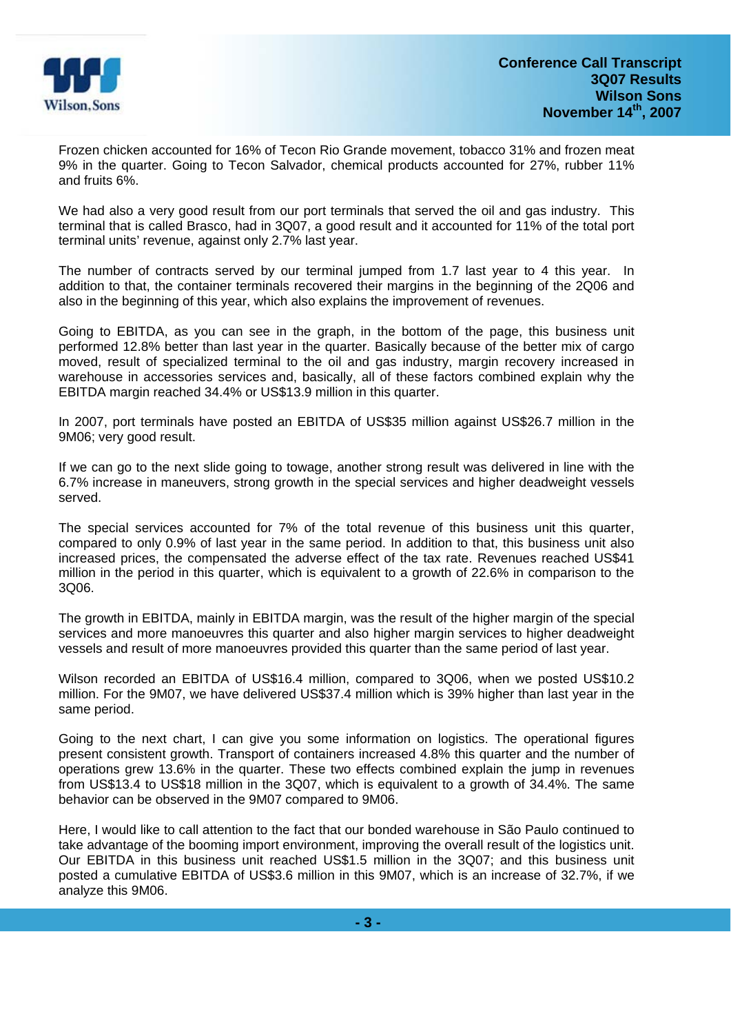Frozen chicken accounted for 16% of Tecon Rio Grande movement, tobacco 31% and frozen meat 9% in the quarter. Going to Tecon Salvador, chemical products accounted for 27%, rubber 11% and fruits 6%.

We had also a very good result from our port terminals that served the oil and gas industry. This terminal that is called Brasco, had in 3Q07, a good result and it accounted for 11% of the total port terminal units' revenue, against only 2.7% last year.

The number of contracts served by our terminal jumped from 1.7 last year to 4 this year. In addition to that, the container terminals recovered their margins in the beginning of the 2Q06 and also in the beginning of this year, which also explains the improvement of revenues.

Going to EBITDA, as you can see in the graph, in the bottom of the page, this business unit performed 12.8% better than last year in the quarter. Basically because of the better mix of cargo moved, result of specialized terminal to the oil and gas industry, margin recovery increased in warehouse in accessories services and, basically, all of these factors combined explain why the EBITDA margin reached 34.4% or US$13.9 million in this quarter.

In 2007, port terminals have posted an EBITDA of US$35 million against US$26.7 million in the 9M06; very good result.

If we can go to the next slide going to towage, another strong result was delivered in line with the 6.7% increase in maneuvers, strong growth in the special services and higher deadweight vessels served.

The special services accounted for 7% of the total revenue of this business unit this quarter, compared to only 0.9% of last year in the same period. In addition to that, this business unit also increased prices, the compensated the adverse effect of the tax rate. Revenues reached US$41 million in the period in this quarter, which is equivalent to a growth of 22.6% in comparison to the 3Q06.

The growth in EBITDA, mainly in EBITDA margin, was the result of the higher margin of the special services and more manoeuvres this quarter and also higher margin services to higher deadweight vessels and result of more manoeuvres provided this quarter than the same period of last year.

Wilson recorded an EBITDA of US$16.4 million, compared to 3Q06, when we posted US$10.2 million. For the 9M07, we have delivered US$37.4 million which is 39% higher than last year in the same period.

Going to the next chart, I can give you some information on logistics. The operational figures present consistent growth. Transport of containers increased 4.8% this quarter and the number of operations grew 13.6% in the quarter. These two effects combined explain the jump in revenues from US$13.4 to US$18 million in the 3Q07, which is equivalent to a growth of 34.4%. The same behavior can be observed in the 9M07 compared to 9M06.

Here, I would like to call attention to the fact that our bonded warehouse in São Paulo continued to take advantage of the booming import environment, improving the overall result of the logistics unit. Our EBITDA in this business unit reached US$1.5 million in the 3Q07; and this business unit posted a cumulative EBITDA of US$3.6 million in this 9M07, which is an increase of 32.7%, if we analyze this 9M06.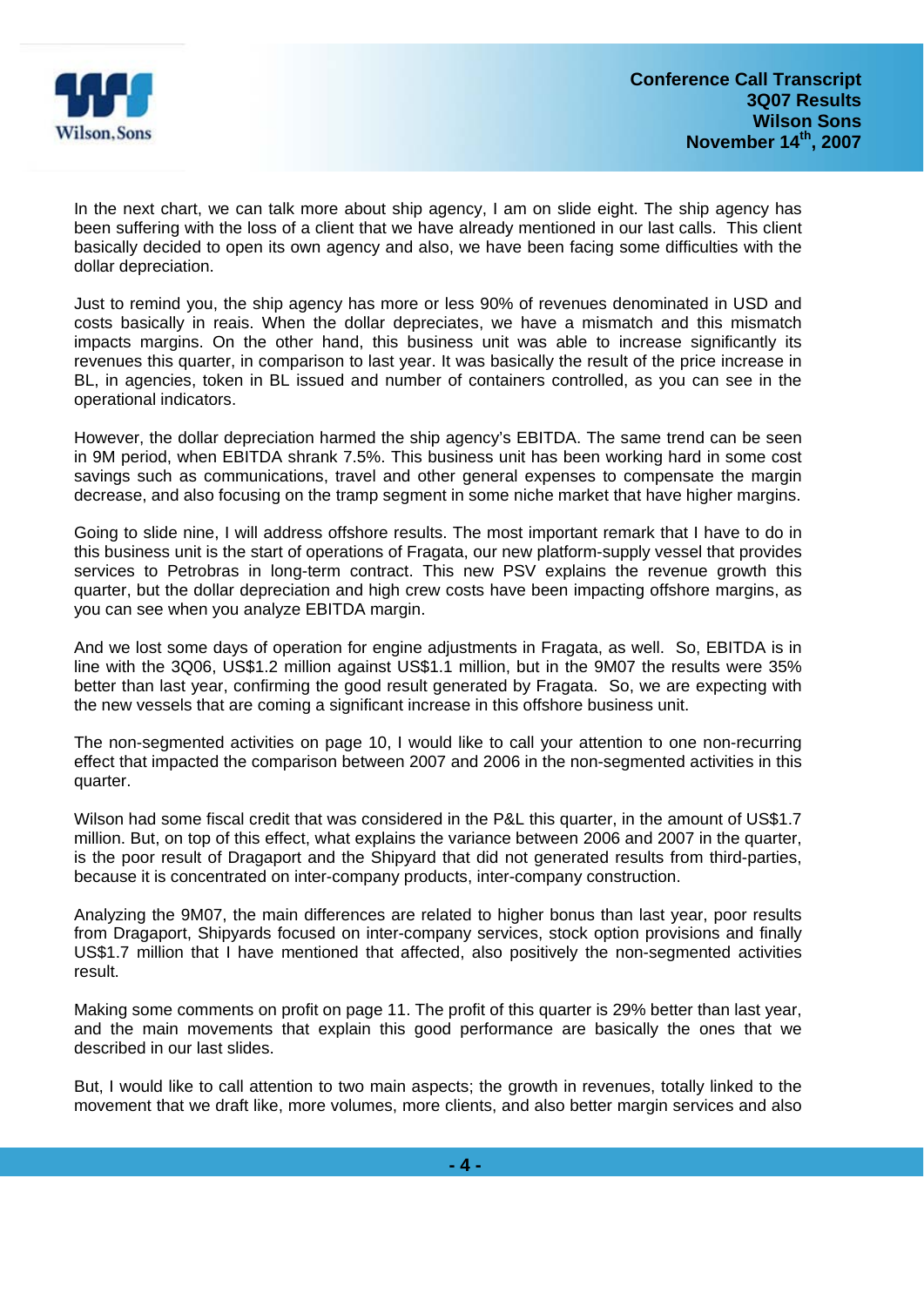In the next chart, we can talk more about ship agency, I am on slide eight. The ship agency has been suffering with the loss of a client that we have already mentioned in our last calls. This client basically decided to open its own agency and also, we have been facing some difficulties with the dollar depreciation.

Just to remind you, the ship agency has more or less 90% of revenues denominated in USD and costs basically in reais. When the dollar depreciates, we have a mismatch and this mismatch impacts margins. On the other hand, this business unit was able to increase significantly its revenues this quarter, in comparison to last year. It was basically the result of the price increase in BL, in agencies, token in BL issued and number of containers controlled, as you can see in the operational indicators.

However, the dollar depreciation harmed the ship agency's EBITDA. The same trend can be seen in 9M period, when EBITDA shrank 7.5%. This business unit has been working hard in some cost savings such as communications, travel and other general expenses to compensate the margin decrease, and also focusing on the tramp segment in some niche market that have higher margins.

Going to slide nine, I will address offshore results. The most important remark that I have to do in this business unit is the start of operations of Fragata, our new platform-supply vessel that provides services to Petrobras in long-term contract. This new PSV explains the revenue growth this quarter, but the dollar depreciation and high crew costs have been impacting offshore margins, as you can see when you analyze EBITDA margin.

And we lost some days of operation for engine adjustments in Fragata, as well. So, EBITDA is in line with the 3Q06, US$1.2 million against US$1.1 million, but in the 9M07 the results were 35% better than last year, confirming the good result generated by Fragata. So, we are expecting with the new vessels that are coming a significant increase in this offshore business unit.

The non-segmented activities on page 10, I would like to call your attention to one non-recurring effect that impacted the comparison between 2007 and 2006 in the non-segmented activities in this quarter.

Wilson had some fiscal credit that was considered in the P&L this quarter, in the amount of US$1.7 million. But, on top of this effect, what explains the variance between 2006 and 2007 in the quarter, is the poor result of Dragaport and the Shipyard that did not generated results from third-parties, because it is concentrated on inter-company products, inter-company construction.

Analyzing the 9M07, the main differences are related to higher bonus than last year, poor results from Dragaport, Shipyards focused on inter-company services, stock option provisions and finally US$1.7 million that I have mentioned that affected, also positively the non-segmented activities result.

Making some comments on profit on page 11. The profit of this quarter is 29% better than last year, and the main movements that explain this good performance are basically the ones that we described in our last slides.

But, I would like to call attention to two main aspects; the growth in revenues, totally linked to the movement that we draft like, more volumes, more clients, and also better margin services and also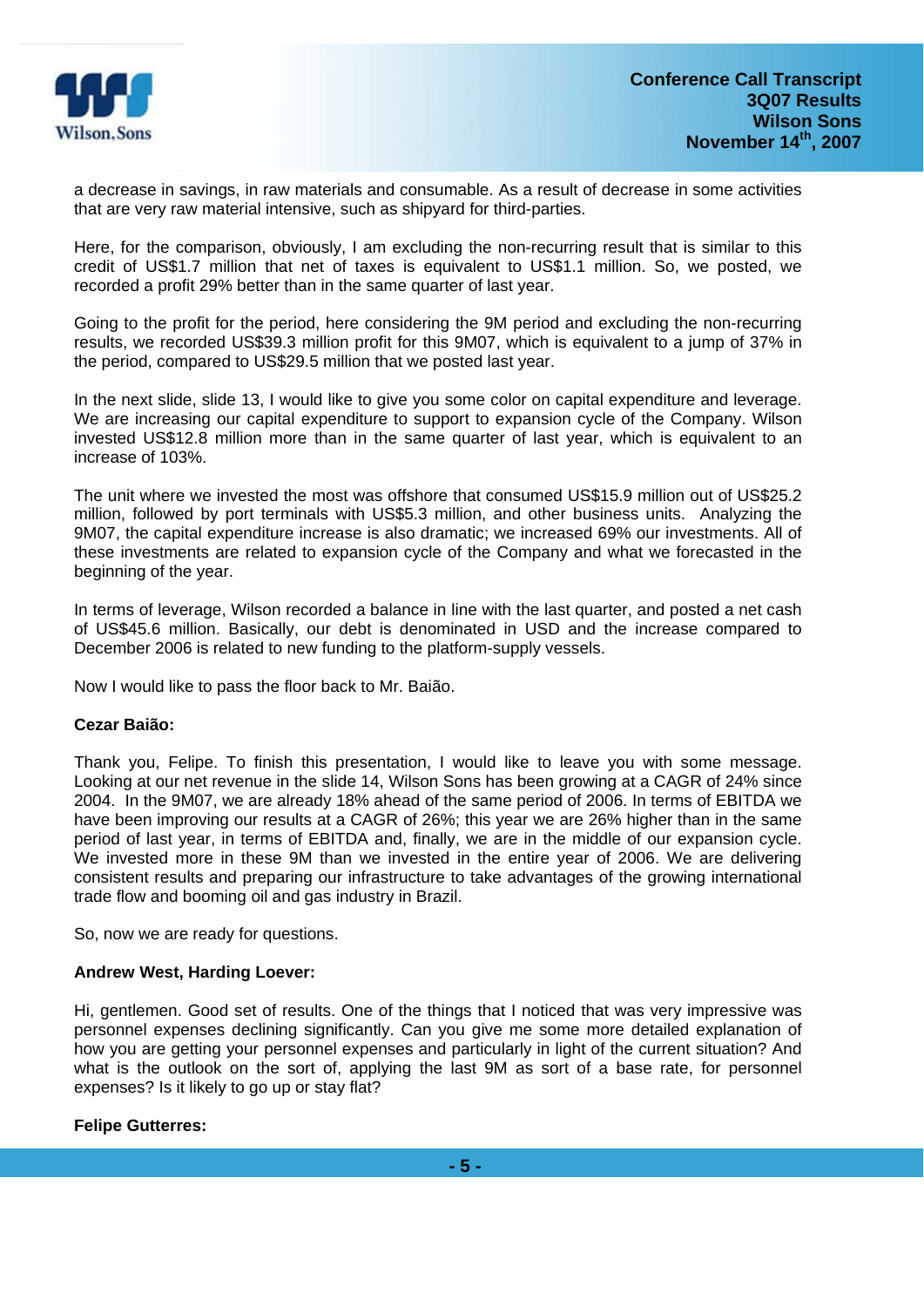a decrease in savings, in raw materials and consumable. As a result of decrease in some activities that are very raw material intensive, such as shipyard for third-parties.

Here, for the comparison, obviously, I am excluding the non-recurring result that is similar to this credit of US$1.7 million that net of taxes is equivalent to US$1.1 million. So, we posted, we recorded a profit 29% better than in the same quarter of last year.

Going to the profit for the period, here considering the 9M period and excluding the non-recurring results, we recorded US$39.3 million profit for this 9M07, which is equivalent to a jump of 37% in the period, compared to US$29.5 million that we posted last year.

In the next slide, slide 13, I would like to give you some color on capital expenditure and leverage. We are increasing our capital expenditure to support to expansion cycle of the Company. Wilson invested US$12.8 million more than in the same quarter of last year, which is equivalent to an increase of 103%.

The unit where we invested the most was offshore that consumed US$15.9 million out of US$25.2 million, followed by port terminals with US$5.3 million, and other business units. Analyzing the 9M07, the capital expenditure increase is also dramatic; we increased 69% our investments. All of these investments are related to expansion cycle of the Company and what we forecasted in the beginning of the year.

In terms of leverage, Wilson recorded a balance in line with the last quarter, and posted a net cash of US$45.6 million. Basically, our debt is denominated in USD and the increase compared to December 2006 is related to new funding to the platform-supply vessels.

Now I would like to pass the floor back to Mr. Baião.

**Cezar Baião:**

Thank you, Felipe. To finish this presentation, I would like to leave you with some message. Looking at our net revenue in the slide 14, Wilson Sons has been growing at a CAGR of 24% since 2004. In the 9M07, we are already 18% ahead of the same period of 2006. In terms of EBITDA we have been improving our results at a CAGR of 26%; this year we are 26% higher than in the same period of last year, in terms of EBITDA and, finally, we are in the middle of our expansion cycle. We invested more in these 9M than we invested in the entire year of 2006. We are delivering consistent results and preparing our infrastructure to take advantages of the growing international trade flow and booming oil and gas industry in Brazil.

So, now we are ready for questions.

**Andrew West, Harding Loever:**

Hi, gentlemen. Good set of results. One of the things that I noticed that was very impressive was personnel expenses declining significantly. Can you give me some more detailed explanation of how you are getting your personnel expenses and particularly in light of the current situation? And what is the outlook on the sort of, applying the last 9M as sort of a base rate, for personnel expenses? Is it likely to go up or stay flat?

**Felipe Gutterres:**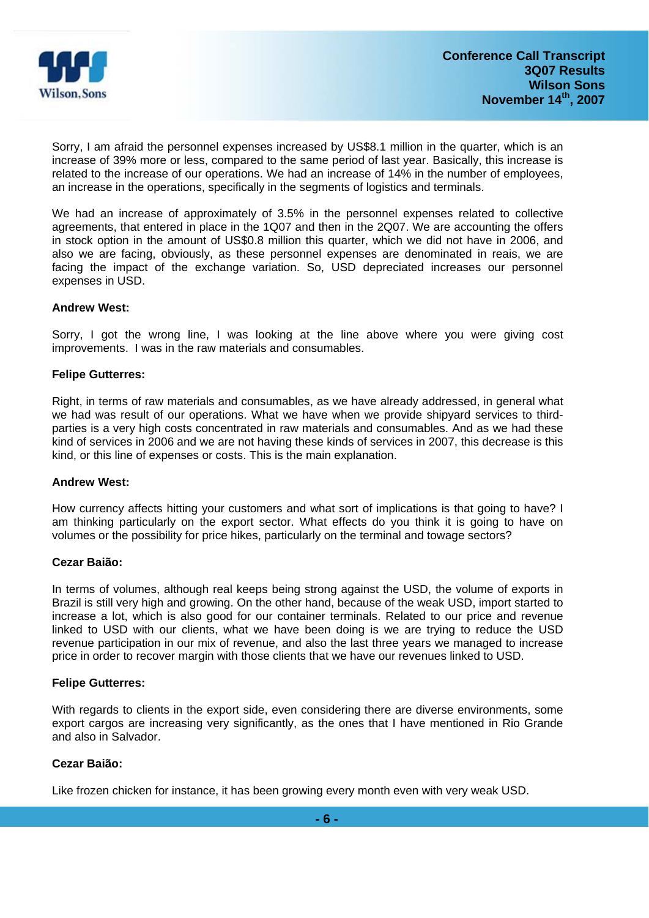Sorry, I am afraid the personnel expenses increased by US$8.1 million in the quarter, which is an increase of 39% more or less, compared to the same period of last year. Basically, this increase is related to the increase of our operations. We had an increase of 14% in the number of employees, an increase in the operations, specifically in the segments of logistics and terminals.

We had an increase of approximately of 3.5% in the personnel expenses related to collective agreements, that entered in place in the 1Q07 and then in the 2Q07. We are accounting the offers in stock option in the amount of US$0.8 million this quarter, which we did not have in 2006, and also we are facing, obviously, as these personnel expenses are denominated in reais, we are facing the impact of the exchange variation. So, USD depreciated increases our personnel expenses in USD.

**Andrew West:**

Sorry, I got the wrong line, I was looking at the line above where you were giving cost improvements. I was in the raw materials and consumables.

**Felipe Gutterres:**

Right, in terms of raw materials and consumables, as we have already addressed, in general what we had was result of our operations. What we have when we provide shipyard services to third-parties is a very high costs concentrated in raw materials and consumables. And as we had these kind of services in 2006 and we are not having these kinds of services in 2007, this decrease is this kind, or this line of expenses or costs. This is the main explanation.

**Andrew West:**

How currency affects hitting your customers and what sort of implications is that going to have? I am thinking particularly on the export sector. What effects do you think it is going to have on volumes or the possibility for price hikes, particularly on the terminal and towage sectors?

**Cezar Baião:**

In terms of volumes, although real keeps being strong against the USD, the volume of exports in Brazil is still very high and growing. On the other hand, because of the weak USD, import started to increase a lot, which is also good for our container terminals. Related to our price and revenue linked to USD with our clients, what we have been doing is we are trying to reduce the USD revenue participation in our mix of revenue, and also the last three years we managed to increase price in order to recover margin with those clients that we have our revenues linked to USD.

**Felipe Gutterres:**

With regards to clients in the export side, even considering there are diverse environments, some export cargos are increasing very significantly, as the ones that I have mentioned in Rio Grande and also in Salvador.

**Cezar Baião:**

Like frozen chicken for instance, it has been growing every month even with very weak USD.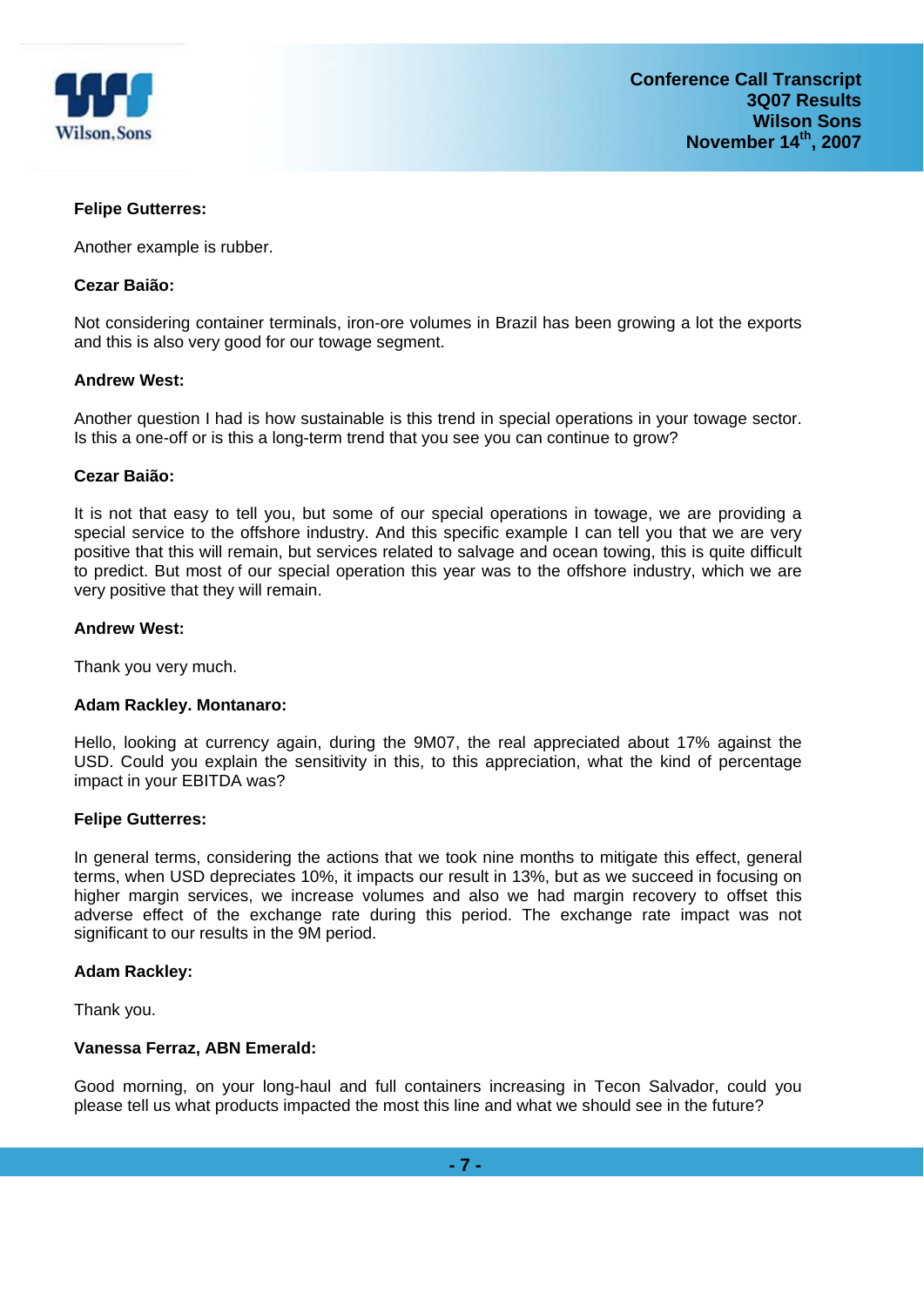**Felipe Gutterres:**

Another example is rubber.

**Cezar Baião:**

Not considering container terminals, iron-ore volumes in Brazil has been growing a lot the exports and this is also very good for our towage segment.

**Andrew West:**

Another question I had is how sustainable is this trend in special operations in your towage sector. Is this a one-off or is this a long-term trend that you see you can continue to grow?

**Cezar Baião:**

It is not that easy to tell you, but some of our special operations in towage, we are providing a special service to the offshore industry. And this specific example I can tell you that we are very positive that this will remain, but services related to salvage and ocean towing, this is quite difficult to predict. But most of our special operation this year was to the offshore industry, which we are very positive that they will remain.

**Andrew West:**

Thank you very much.

**Adam Rackley. Montanaro:**

Hello, looking at currency again, during the 9M07, the real appreciated about 17% against the USD. Could you explain the sensitivity in this, to this appreciation, what the kind of percentage impact in your EBITDA was?

**Felipe Gutterres:**

In general terms, considering the actions that we took nine months to mitigate this effect, general terms, when USD depreciates 10%, it impacts our result in 13%, but as we succeed in focusing on higher margin services, we increase volumes and also we had margin recovery to offset this adverse effect of the exchange rate during this period. The exchange rate impact was not significant to our results in the 9M period.

**Adam Rackley:**

Thank you.

**Vanessa Ferraz, ABN Emerald:**

Good morning, on your long-haul and full containers increasing in Tecon Salvador, could you please tell us what products impacted the most this line and what we should see in the future?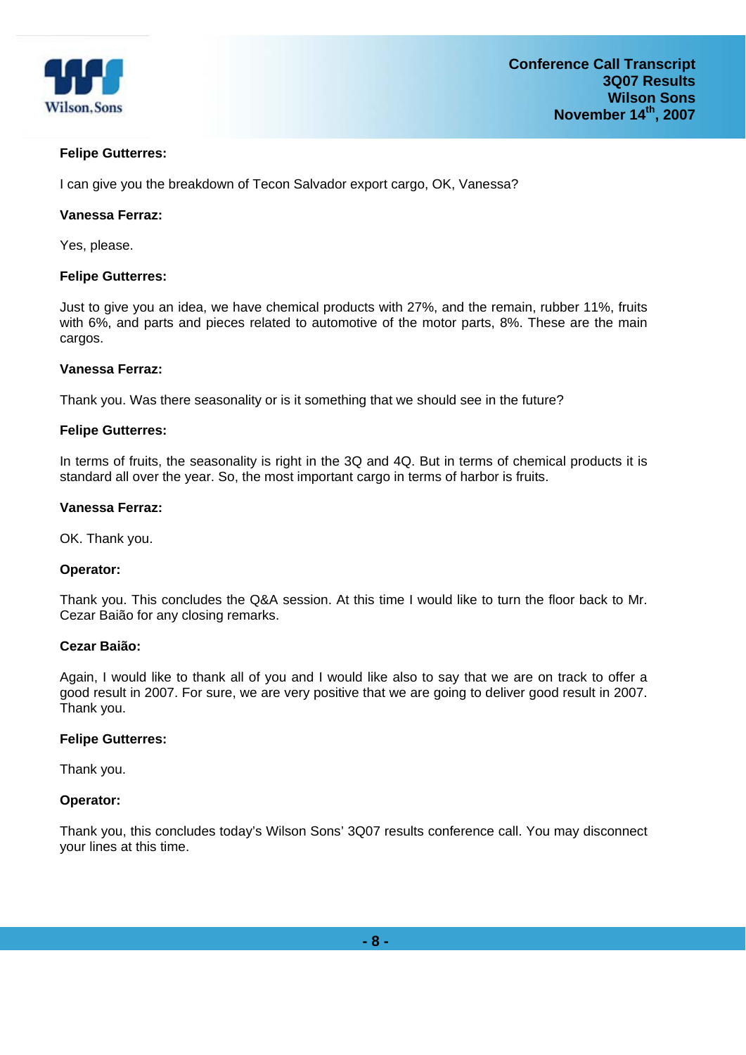**Felipe Gutterres:**

I can give you the breakdown of Tecon Salvador export cargo, OK, Vanessa?

**Vanessa Ferraz:**

Yes, please.

**Felipe Gutterres:**

Just to give you an idea, we have chemical products with 27%, and the remain, rubber 11%, fruits with 6%, and parts and pieces related to automotive of the motor parts, 8%. These are the main cargos.

**Vanessa Ferraz:**

Thank you. Was there seasonality or is it something that we should see in the future?

**Felipe Gutterres:**

In terms of fruits, the seasonality is right in the 3Q and 4Q. But in terms of chemical products it is standard all over the year. So, the most important cargo in terms of harbor is fruits.

**Vanessa Ferraz:**

OK. Thank you.

**Operator:**

Thank you. This concludes the Q&A session. At this time I would like to turn the floor back to Mr. Cezar Baião for any closing remarks.

**Cezar Baião:**

Again, I would like to thank all of you and I would like also to say that we are on track to offer a good result in 2007. For sure, we are very positive that we are going to deliver good result in 2007. Thank you.

**Felipe Gutterres:**

Thank you.

**Operator:**

Thank you, this concludes today's Wilson Sons' 3Q07 results conference call. You may disconnect your lines at this time.